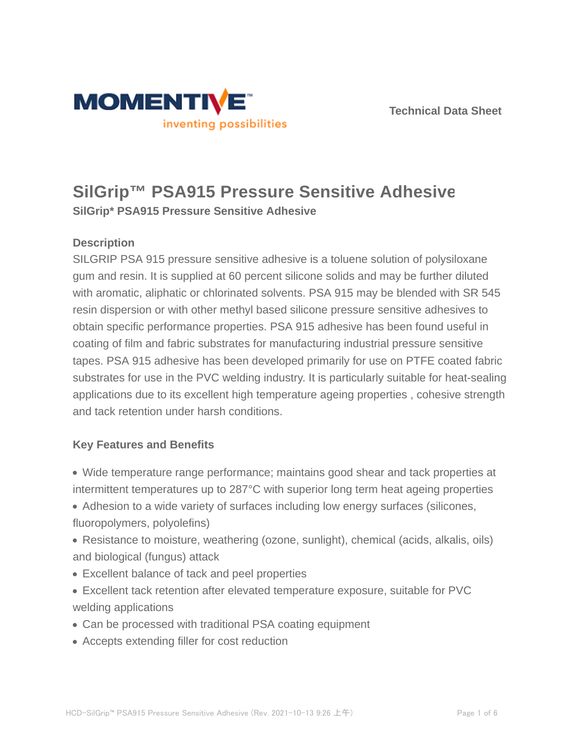Technical Data Sheet

# SilGrip™ PSA915 Pressure Sensitive Adhesive

**SilGrip* PSA915 Pressure Sensitive Adhesive**

## Description

SILGRIP PSA 915 pressure sensitive adhesive is a toluene solution of polysiloxane gum and resin. It is supplied at 60 percent silicone solids and may be further diluted with aromatic, aliphatic or chlorinated solvents. PSA 915 may be blended with SR 545 resin dispersion or with other methyl based silicone pressure sensitive adhesives to obtain specific performance properties. PSA 915 adhesive has been found useful in coating of film and fabric substrates for manufacturing industrial pressure sensitive tapes. PSA 915 adhesive has been developed primarily for use on PTFE coated fabric substrates for use in the PVC welding industry. It is particularly suitable for heat-sealing applications due to its excellent high temperature ageing properties , cohesive strength and tack retention under harsh conditions.

## Key Features and Benefits

- Wide temperature range performance; maintains good shear and tack properties at intermittent temperatures up to 287°C with superior long term heat ageing properties
- Adhesion to a wide variety of surfaces including low energy surfaces (silicones, fluoropolymers, polyolefins)
- Resistance to moisture, weathering (ozone, sunlight), chemical (acids, alkalis, oils) and biological (fungus) attack
- Excellent balance of tack and peel properties
- Excellent tack retention after elevated temperature exposure, suitable for PVC welding applications
- Can be processed with traditional PSA coating equipment
- Accepts extending filler for cost reduction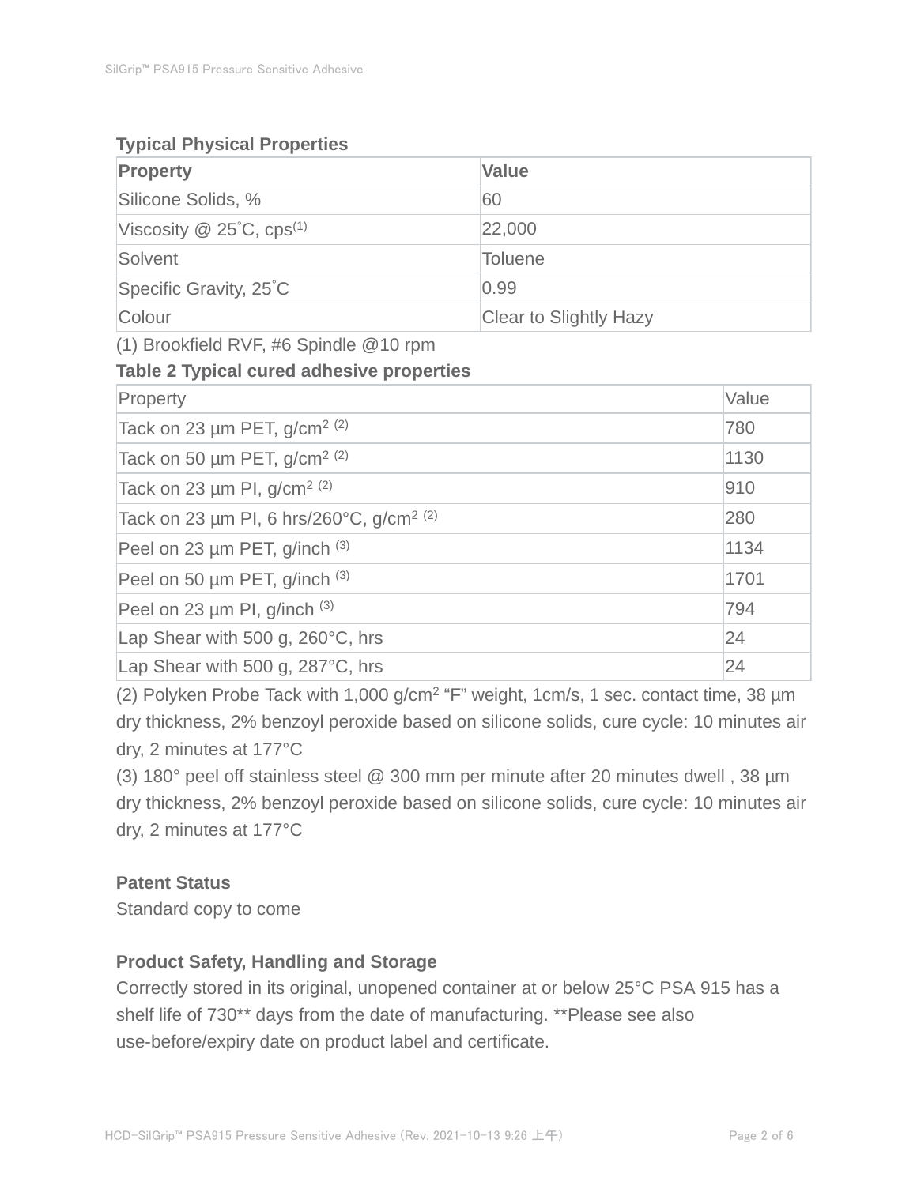## Typical Physical Properties

| Property | Value |
| --- | --- |
| Silicone Solids, % | 60 |
| Viscosity @ 25˚C, cps[1] | 22,000 |
| Solvent | Toluene |
| Specific Gravity, 25˚C | 0.99 |
| Colour | Clear to Slightly Hazy |

(1) Brookfield RVF, #6 Spindle @10 rpm

## Table 2 Typical cured adhesive properties

| Property | Value |
| --- | --- |
| Tack on 23 µm PET, g/cm$^2$ [2] | 780 |
| Tack on 50 µm PET, g/cm$^2$ [2] | 1130 |
| Tack on 23 µm PI, g/cm$^2$ [2] | 910 |
| Tack on 23 µm PI, 6 hrs/260°C, g/cm$^2$ [2] | 280 |
| Peel on 23 µm PET, g/inch [3] | 1134 |
| Peel on 50 µm PET, g/inch [3] | 1701 |
| Peel on 23 µm PI, g/inch [3] | 794 |
| Lap Shear with 500 g, 260°C, hrs | 24 |
| Lap Shear with 500 g, 287°C, hrs | 24 |

(2) Polyken Probe Tack with 1,000 g/cm$^2$ "F" weight, 1cm/s, 1 sec. contact time, 38 µm dry thickness, 2% benzoyl peroxide based on silicone solids, cure cycle: 10 minutes air dry, 2 minutes at 177°C

(3) 180° peel off stainless steel @ 300 mm per minute after 20 minutes dwell , 38 µm dry thickness, 2% benzoyl peroxide based on silicone solids, cure cycle: 10 minutes air dry, 2 minutes at 177°C

## Patent Status

Standard copy to come

## Product Safety, Handling and Storage

Correctly stored in its original, unopened container at or below 25°C PSA 915 has a shelf life of 730** days from the date of manufacturing. **Please see also use-before/expiry date on product label and certificate.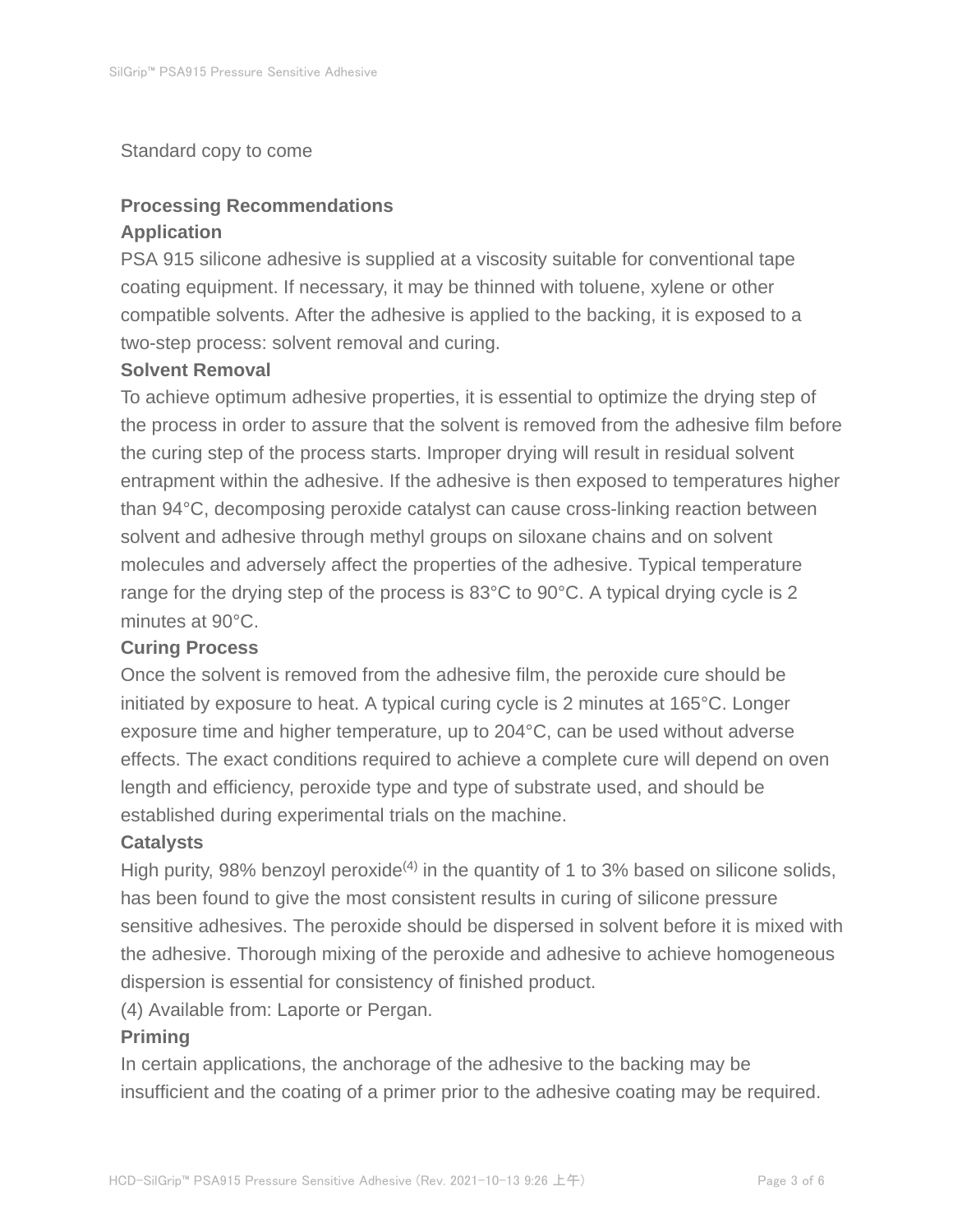Standard copy to come

## Processing Recommendations

### Application

PSA 915 silicone adhesive is supplied at a viscosity suitable for conventional tape coating equipment. If necessary, it may be thinned with toluene, xylene or other compatible solvents. After the adhesive is applied to the backing, it is exposed to a two-step process: solvent removal and curing.

### Solvent Removal

To achieve optimum adhesive properties, it is essential to optimize the drying step of the process in order to assure that the solvent is removed from the adhesive film before the curing step of the process starts. Improper drying will result in residual solvent entrapment within the adhesive. If the adhesive is then exposed to temperatures higher than 94°C, decomposing peroxide catalyst can cause cross-linking reaction between solvent and adhesive through methyl groups on siloxane chains and on solvent molecules and adversely affect the properties of the adhesive. Typical temperature range for the drying step of the process is 83°C to 90°C. A typical drying cycle is 2 minutes at 90°C.

### Curing Process

Once the solvent is removed from the adhesive film, the peroxide cure should be initiated by exposure to heat. A typical curing cycle is 2 minutes at 165°C. Longer exposure time and higher temperature, up to 204°C, can be used without adverse effects. The exact conditions required to achieve a complete cure will depend on oven length and efficiency, peroxide type and type of substrate used, and should be established during experimental trials on the machine.

### Catalysts

High purity, 98% benzoyl peroxide[4] in the quantity of 1 to 3% based on silicone solids, has been found to give the most consistent results in curing of silicone pressure sensitive adhesives. The peroxide should be dispersed in solvent before it is mixed with the adhesive. Thorough mixing of the peroxide and adhesive to achieve homogeneous dispersion is essential for consistency of finished product.

(4) Available from: Laporte or Pergan.

### Priming

In certain applications, the anchorage of the adhesive to the backing may be insufficient and the coating of a primer prior to the adhesive coating may be required.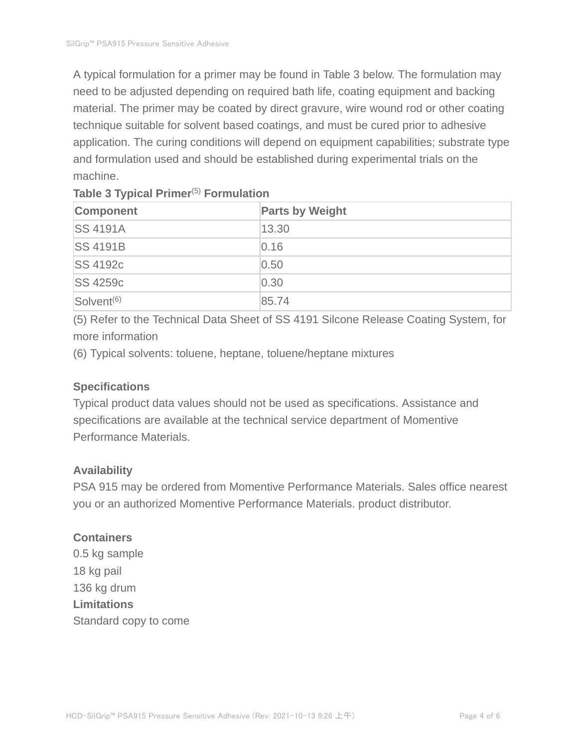A typical formulation for a primer may be found in Table 3 below. The formulation may need to be adjusted depending on required bath life, coating equipment and backing material. The primer may be coated by direct gravure, wire wound rod or other coating technique suitable for solvent based coatings, and must be cured prior to adhesive application. The curing conditions will depend on equipment capabilities; substrate type and formulation used and should be established during experimental trials on the machine.

**Table 3 Typical Primer(5) Formulation**

| Component | Parts by Weight |
| --- | --- |
| SS 4191A | 13.30 |
| SS 4191B | 0.16 |
| SS 4192c | 0.50 |
| SS 4259c | 0.30 |
| Solvent(6) | 85.74 |

(5) Refer to the Technical Data Sheet of SS 4191 Silcone Release Coating System, for more information

(6) Typical solvents: toluene, heptane, toluene/heptane mixtures

**Specifications**

Typical product data values should not be used as specifications. Assistance and specifications are available at the technical service department of Momentive Performance Materials.

**Availability**

PSA 915 may be ordered from Momentive Performance Materials. Sales office nearest you or an authorized Momentive Performance Materials. product distributor.

**Containers**

0.5 kg sample

18 kg pail

136 kg drum

**Limitations**

Standard copy to come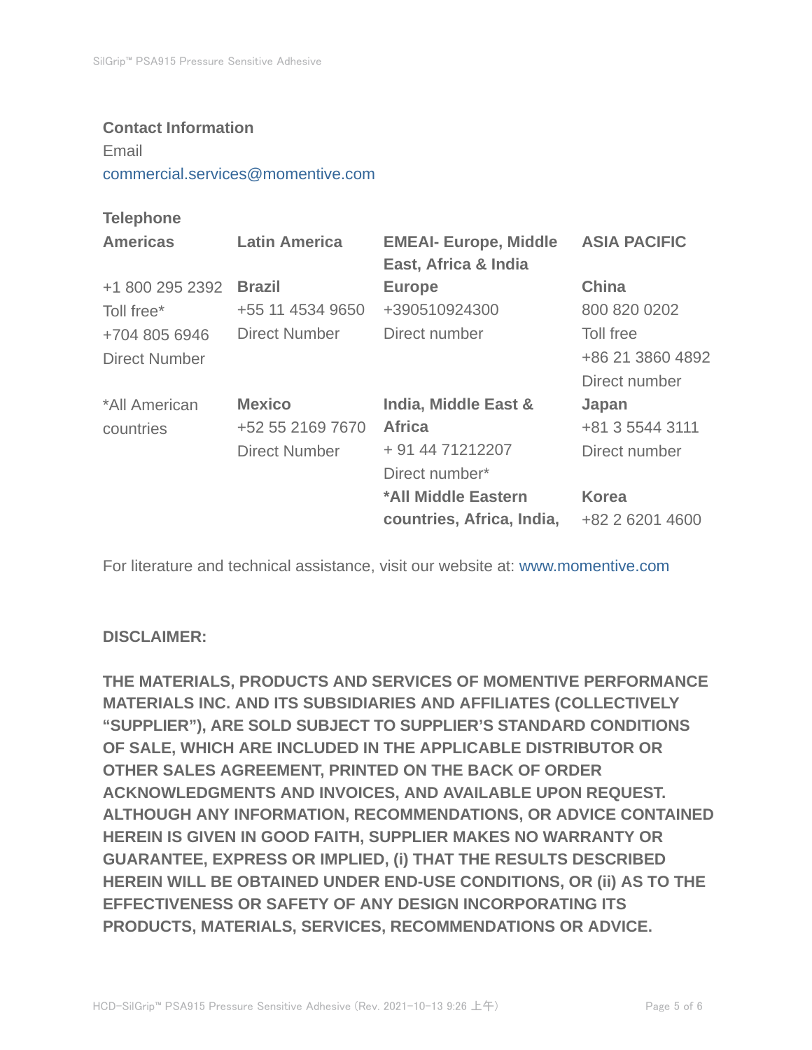**Contact Information**

Email

commercial.services@momentive.com

**Telephone**

| **Americas** | **Latin America** | **EMEAI- Europe, Middle East, Africa & India** | **ASIA PACIFIC** |
|---|---|---|---|
| +1 800 295 2392<br>Toll free*<br>+704 805 6946<br>Direct Number | **Brazil**<br>+55 11 4534 9650<br>Direct Number | **Europe**<br>+390510924300<br>Direct number | **China**<br>800 820 0202<br>Toll free<br>+86 21 3860 4892<br>Direct number |
| *All American countries | **Mexico**<br>+52 55 2169 7670<br>Direct Number | **India, Middle East & Africa**<br>+ 91 44 71212207<br>Direct number* | **Japan**<br>+81 3 5544 3111<br>Direct number |
| | | ***All Middle Eastern countries, Africa, India,** | **Korea**<br>+82 2 6201 4600 |

For literature and technical assistance, visit our website at: www.momentive.com

**DISCLAIMER:**

**THE MATERIALS, PRODUCTS AND SERVICES OF MOMENTIVE PERFORMANCE MATERIALS INC. AND ITS SUBSIDIARIES AND AFFILIATES (COLLECTIVELY "SUPPLIER"), ARE SOLD SUBJECT TO SUPPLIER'S STANDARD CONDITIONS OF SALE, WHICH ARE INCLUDED IN THE APPLICABLE DISTRIBUTOR OR OTHER SALES AGREEMENT, PRINTED ON THE BACK OF ORDER ACKNOWLEDGMENTS AND INVOICES, AND AVAILABLE UPON REQUEST. ALTHOUGH ANY INFORMATION, RECOMMENDATIONS, OR ADVICE CONTAINED HEREIN IS GIVEN IN GOOD FAITH, SUPPLIER MAKES NO WARRANTY OR GUARANTEE, EXPRESS OR IMPLIED, (i) THAT THE RESULTS DESCRIBED HEREIN WILL BE OBTAINED UNDER END-USE CONDITIONS, OR (ii) AS TO THE EFFECTIVENESS OR SAFETY OF ANY DESIGN INCORPORATING ITS PRODUCTS, MATERIALS, SERVICES, RECOMMENDATIONS OR ADVICE.**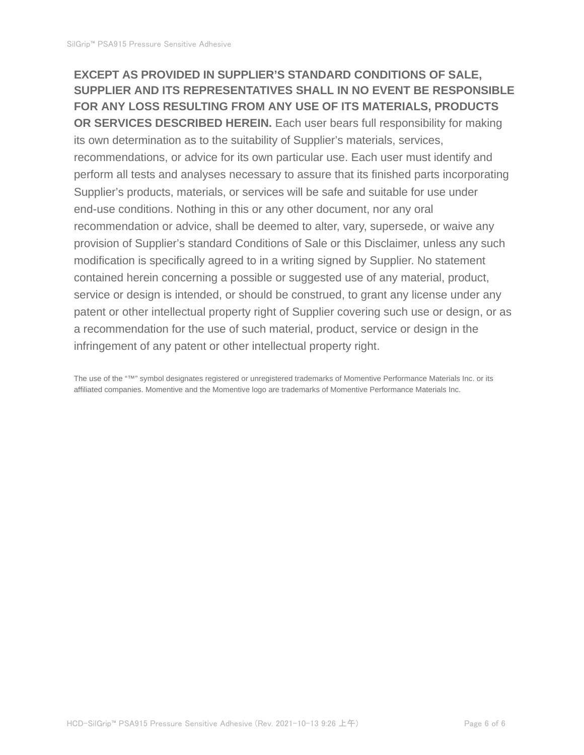**EXCEPT AS PROVIDED IN SUPPLIER'S STANDARD CONDITIONS OF SALE, SUPPLIER AND ITS REPRESENTATIVES SHALL IN NO EVENT BE RESPONSIBLE FOR ANY LOSS RESULTING FROM ANY USE OF ITS MATERIALS, PRODUCTS OR SERVICES DESCRIBED HEREIN.** Each user bears full responsibility for making its own determination as to the suitability of Supplier's materials, services, recommendations, or advice for its own particular use. Each user must identify and perform all tests and analyses necessary to assure that its finished parts incorporating Supplier's products, materials, or services will be safe and suitable for use under end-use conditions. Nothing in this or any other document, nor any oral recommendation or advice, shall be deemed to alter, vary, supersede, or waive any provision of Supplier's standard Conditions of Sale or this Disclaimer, unless any such modification is specifically agreed to in a writing signed by Supplier. No statement contained herein concerning a possible or suggested use of any material, product, service or design is intended, or should be construed, to grant any license under any patent or other intellectual property right of Supplier covering such use or design, or as a recommendation for the use of such material, product, service or design in the infringement of any patent or other intellectual property right.

The use of the "™" symbol designates registered or unregistered trademarks of Momentive Performance Materials Inc. or its affiliated companies. Momentive and the Momentive logo are trademarks of Momentive Performance Materials Inc.